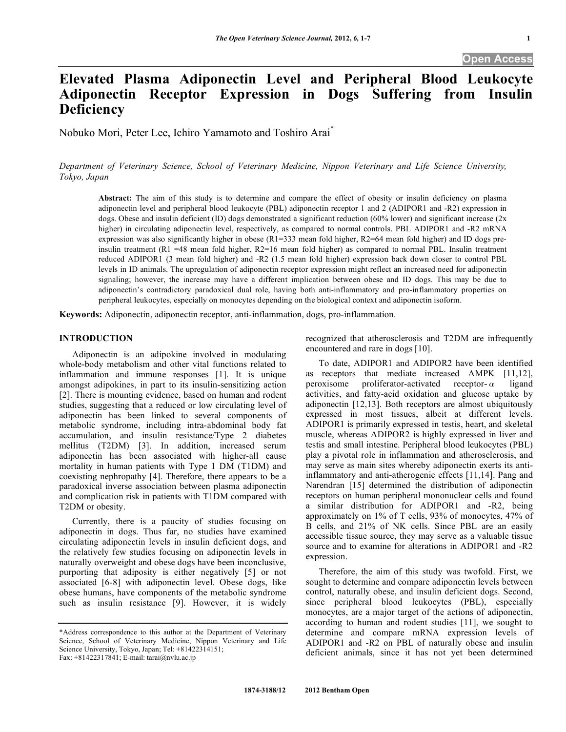# Elevated Plasma Adiponectin Level and Peripheral Blood Leukocyte Adiponectin Receptor Expression in Dogs Suffering from Insulin Deficiency

Nobuko Mori, Peter Lee, Ichiro Yamamoto and Toshiro Arai*

*Department of Veterinary Science, School of Veterinary Medicine, Nippon Veterinary and Life Science University, Tokyo, Japan*

**Abstract:** The aim of this study is to determine and compare the effect of obesity or insulin deficiency on plasma adiponectin level and peripheral blood leukocyte (PBL) adiponectin receptor 1 and 2 (ADIPOR1 and -R2) expression in dogs. Obese and insulin deficient (ID) dogs demonstrated a significant reduction (60% lower) and significant increase (2x higher) in circulating adiponectin level, respectively, as compared to normal controls. PBL ADIPOR1 and -R2 mRNA expression was also significantly higher in obese (R1=333 mean fold higher, R2=64 mean fold higher) and ID dogs pre-insulin treatment (R1 =48 mean fold higher, R2=16 mean fold higher) as compared to normal PBL. Insulin treatment reduced ADIPOR1 (3 mean fold higher) and -R2 (1.5 mean fold higher) expression back down closer to control PBL levels in ID animals. The upregulation of adiponectin receptor expression might reflect an increased need for adiponectin signaling; however, the increase may have a different implication between obese and ID dogs. This may be due to adiponectin's contradictory paradoxical dual role, having both anti-inflammatory and pro-inflammatory properties on peripheral leukocytes, especially on monocytes depending on the biological context and adiponectin isoform.

**Keywords:** Adiponectin, adiponectin receptor, anti-inflammation, dogs, pro-inflammation.

## INTRODUCTION

Adiponectin is an adipokine involved in modulating whole-body metabolism and other vital functions related to inflammation and immune responses [1]. It is unique amongst adipokines, in part to its insulin-sensitizing action [2]. There is mounting evidence, based on human and rodent studies, suggesting that a reduced or low circulating level of adiponectin has been linked to several components of metabolic syndrome, including intra-abdominal body fat accumulation, and insulin resistance/Type 2 diabetes mellitus (T2DM) [3]. In addition, increased serum adiponectin has been associated with higher-all cause mortality in human patients with Type 1 DM (T1DM) and coexisting nephropathy [4]. Therefore, there appears to be a paradoxical inverse association between plasma adiponectin and complication risk in patients with T1DM compared with T2DM or obesity.

Currently, there is a paucity of studies focusing on adiponectin in dogs. Thus far, no studies have examined circulating adiponectin levels in insulin deficient dogs, and the relatively few studies focusing on adiponectin levels in naturally overweight and obese dogs have been inconclusive, purporting that adiposity is either negatively [5] or not associated [6-8] with adiponectin level. Obese dogs, like obese humans, have components of the metabolic syndrome such as insulin resistance [9]. However, it is widely recognized that atherosclerosis and T2DM are infrequently encountered and rare in dogs [10].

To date, ADIPOR1 and ADIPOR2 have been identified as receptors that mediate increased AMPK [11,12], peroxisome proliferator-activated receptor-$\alpha$ ligand activities, and fatty-acid oxidation and glucose uptake by adiponectin [12,13]. Both receptors are almost ubiquitously expressed in most tissues, albeit at different levels. ADIPOR1 is primarily expressed in testis, heart, and skeletal muscle, whereas ADIPOR2 is highly expressed in liver and testis and small intestine. Peripheral blood leukocytes (PBL) play a pivotal role in inflammation and atherosclerosis, and may serve as main sites whereby adiponectin exerts its anti-inflammatory and anti-atherogenic effects [11,14]. Pang and Narendran [15] determined the distribution of adiponectin receptors on human peripheral mononuclear cells and found a similar distribution for ADIPOR1 and -R2, being approximately on 1% of T cells, 93% of monocytes, 47% of B cells, and 21% of NK cells. Since PBL are an easily accessible tissue source, they may serve as a valuable tissue source and to examine for alterations in ADIPOR1 and -R2 expression.

Therefore, the aim of this study was twofold. First, we sought to determine and compare adiponectin levels between control, naturally obese, and insulin deficient dogs. Second, since peripheral blood leukocytes (PBL), especially monocytes, are a major target of the actions of adiponectin, according to human and rodent studies [11], we sought to determine and compare mRNA expression levels of ADIPOR1 and -R2 on PBL of naturally obese and insulin deficient animals, since it has not yet been determined

*Address correspondence to this author at the Department of Veterinary Science, School of Veterinary Medicine, Nippon Veterinary and Life Science University, Tokyo, Japan; Tel: +81422314151; Fax: +81422317841; E-mail: tarai@nvlu.ac.jp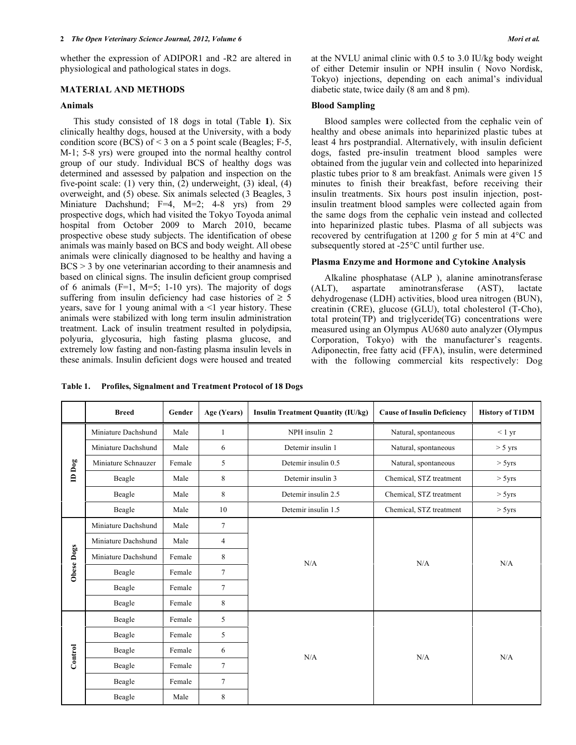whether the expression of ADIPOR1 and -R2 are altered in physiological and pathological states in dogs.

## MATERIAL AND METHODS

### Animals

This study consisted of 18 dogs in total (Table **1**). Six clinically healthy dogs, housed at the University, with a body condition score (BCS) of < 3 on a 5 point scale (Beagles; F-5, M-1; 5-8 yrs) were grouped into the normal healthy control group of our study. Individual BCS of healthy dogs was determined and assessed by palpation and inspection on the five-point scale: (1) very thin, (2) underweight, (3) ideal, (4) overweight, and (5) obese. Six animals selected (3 Beagles, 3 Miniature Dachshund; F=4, M=2; 4-8 yrs) from 29 prospective dogs, which had visited the Tokyo Toyoda animal hospital from October 2009 to March 2010, became prospective obese study subjects. The identification of obese animals was mainly based on BCS and body weight. All obese animals were clinically diagnosed to be healthy and having a BCS > 3 by one veterinarian according to their anamnesis and based on clinical signs. The insulin deficient group comprised of 6 animals (F=1, M=5; 1-10 yrs). The majority of dogs suffering from insulin deficiency had case histories of ≥ 5 years, save for 1 young animal with a <1 year history. These animals were stabilized with long term insulin administration treatment. Lack of insulin treatment resulted in polydipsia, polyuria, glycosuria, high fasting plasma glucose, and extremely low fasting and non-fasting plasma insulin levels in these animals. Insulin deficient dogs were housed and treated at the NVLU animal clinic with 0.5 to 3.0 IU/kg body weight of either Detemir insulin or NPH insulin ( Novo Nordisk, Tokyo) injections, depending on each animal's individual diabetic state, twice daily (8 am and 8 pm).

### Blood Sampling

Blood samples were collected from the cephalic vein of healthy and obese animals into heparinized plastic tubes at least 4 hrs postprandial. Alternatively, with insulin deficient dogs, fasted pre-insulin treatment blood samples were obtained from the jugular vein and collected into heparinized plastic tubes prior to 8 am breakfast. Animals were given 15 minutes to finish their breakfast, before receiving their insulin treatments. Six hours post insulin injection, post-insulin treatment blood samples were collected again from the same dogs from the cephalic vein instead and collected into heparinized plastic tubes. Plasma of all subjects was recovered by centrifugation at 1200 *g* for 5 min at 4°C and subsequently stored at -25°C until further use.

### Plasma Enzyme and Hormone and Cytokine Analysis

Alkaline phosphatase (ALP ), alanine aminotransferase (ALT), aspartate aminotransferase (AST), lactate dehydrogenase (LDH) activities, blood urea nitrogen (BUN), creatinin (CRE), glucose (GLU), total cholesterol (T-Cho), total protein(TP) and triglyceride(TG) concentrations were measured using an Olympus AU680 auto analyzer (Olympus Corporation, Tokyo) with the manufacturer's reagents. Adiponectin, free fatty acid (FFA), insulin, were determined with the following commercial kits respectively: Dog

**Table 1. Profiles, Signalment and Treatment Protocol of 18 Dogs**

| | Breed | Gender | Age (Years) | Insulin Treatment Quantity (IU/kg) | Cause of Insulin Deficiency | History of T1DM |
|---|---|---|---|---|---|---|
| ID Dog | Miniature Dachshund | Male | 1 | NPH insulin 2 | Natural, spontaneous | < 1 yr |
| | Miniature Dachshund | Male | 6 | Detemir insulin 1 | Natural, spontaneous | > 5 yrs |
| | Miniature Schnauzer | Female | 5 | Detemir insulin 0.5 | Natural, spontaneous | > 5yrs |
| | Beagle | Male | 8 | Detemir insulin 3 | Chemical, STZ treatment | > 5yrs |
| | Beagle | Male | 8 | Detemir insulin 2.5 | Chemical, STZ treatment | > 5yrs |
| | Beagle | Male | 10 | Detemir insulin 1.5 | Chemical, STZ treatment | > 5yrs |
| Obese Dogs | Miniature Dachshund | Male | 7 | N/A | N/A | N/A |
| | Miniature Dachshund | Male | 4 | | | |
| | Miniature Dachshund | Female | 8 | | | |
| | Beagle | Female | 7 | | | |
| | Beagle | Female | 7 | | | |
| | Beagle | Female | 8 | | | |
| Control | Beagle | Female | 5 | N/A | N/A | N/A |
| | Beagle | Female | 5 | | | |
| | Beagle | Female | 6 | | | |
| | Beagle | Female | 7 | | | |
| | Beagle | Female | 7 | | | |
| | Beagle | Male | 8 | | | |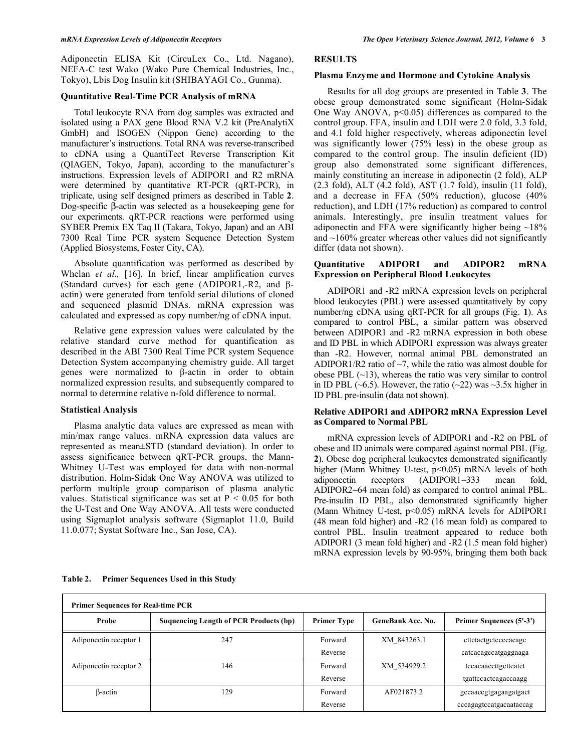Adiponectin ELISA Kit (CircuLex Co., Ltd. Nagano), NEFA-C test Wako (Wako Pure Chemical Industries, Inc., Tokyo), Lbis Dog Insulin kit (SHIBAYAGI Co., Gunma).

### Quantitative Real-Time PCR Analysis of mRNA

Total leukocyte RNA from dog samples was extracted and isolated using a PAX gene Blood RNA V.2 kit (PreAnalytiX GmbH) and ISOGEN (Nippon Gene) according to the manufacturer's instructions. Total RNA was reverse-transcribed to cDNA using a QuantiTect Reverse Transcription Kit (QIAGEN, Tokyo, Japan), according to the manufacturer's instructions. Expression levels of ADIPOR1 and R2 mRNA were determined by quantitative RT-PCR (qRT-PCR), in triplicate, using self designed primers as described in Table **2**. Dog-specific β-actin was selected as a housekeeping gene for our experiments. qRT-PCR reactions were performed using SYBER Premix EX Taq II (Takara, Tokyo, Japan) and an ABI 7300 Real Time PCR system Sequence Detection System (Applied Biosystems, Foster City, CA).

Absolute quantification was performed as described by Whelan *et al.,* [16]. In brief, linear amplification curves (Standard curves) for each gene (ADIPOR1,-R2, and β-actin) were generated from tenfold serial dilutions of cloned and sequenced plasmid DNAs. mRNA expression was calculated and expressed as copy number/ng of cDNA input.

Relative gene expression values were calculated by the relative standard curve method for quantification as described in the ABI 7300 Real Time PCR system Sequence Detection System accompanying chemistry guide. All target genes were normalized to β-actin in order to obtain normalized expression results, and subsequently compared to normal to determine relative n-fold difference to normal.

### Statistical Analysis

Plasma analytic data values are expressed as mean with min/max range values. mRNA expression data values are represented as mean±STD (standard deviation). In order to assess significance between qRT-PCR groups, the Mann-Whitney U-Test was employed for data with non-normal distribution. Holm-Sidak One Way ANOVA was utilized to perform multiple group comparison of plasma analytic values. Statistical significance was set at $P < 0.05$ for both the U-Test and One Way ANOVA. All tests were conducted using Sigmaplot analysis software (Sigmaplot 11.0, Build 11.0.077; Systat Software Inc., San Jose, CA).

## RESULTS

### Plasma Enzyme and Hormone and Cytokine Analysis

Results for all dog groups are presented in Table **3**. The obese group demonstrated some significant (Holm-Sidak One Way ANOVA, $p<0.05$) differences as compared to the control group. FFA, insulin and LDH were 2.0 fold, 3.3 fold, and 4.1 fold higher respectively, whereas adiponectin level was significantly lower (75% less) in the obese group as compared to the control group. The insulin deficient (ID) group also demonstrated some significant differences, mainly constituting an increase in adiponectin (2 fold), ALP (2.3 fold), ALT (4.2 fold), AST (1.7 fold), insulin (11 fold), and a decrease in FFA (50% reduction), glucose (40% reduction), and LDH (17% reduction) as compared to control animals. Interestingly, pre insulin treatment values for adiponectin and FFA were significantly higher being ~18% and ~160% greater whereas other values did not significantly differ (data not shown).

### Quantitative ADIPOR1 and ADIPOR2 mRNA Expression on Peripheral Blood Leukocytes

ADIPOR1 and -R2 mRNA expression levels on peripheral blood leukocytes (PBL) were assessed quantitatively by copy number/ng cDNA using qRT-PCR for all groups (Fig. **1**). As compared to control PBL, a similar pattern was observed between ADIPOR1 and -R2 mRNA expression in both obese and ID PBL in which ADIPOR1 expression was always greater than -R2. However, normal animal PBL demonstrated an ADIPOR1/R2 ratio of ~7, while the ratio was almost double for obese PBL (~13), whereas the ratio was very similar to control in ID PBL (~6.5). However, the ratio (~22) was ~3.5x higher in ID PBL pre-insulin (data not shown).

### Relative ADIPOR1 and ADIPOR2 mRNA Expression Level as Compared to Normal PBL

mRNA expression levels of ADIPOR1 and -R2 on PBL of obese and ID animals were compared against normal PBL (Fig. **2**). Obese dog peripheral leukocytes demonstrated significantly higher (Mann Whitney U-test, $p<0.05$) mRNA levels of both adiponectin receptors (ADIPOR1=333 mean fold, ADIPOR2=64 mean fold) as compared to control animal PBL. Pre-insulin ID PBL, also demonstrated significantly higher (Mann Whitney U-test, $p<0.05$) mRNA levels for ADIPOR1 (48 mean fold higher) and -R2 (16 mean fold) as compared to control PBL. Insulin treatment appeared to reduce both ADIPOR1 (3 mean fold higher) and -R2 (1.5 mean fold higher) mRNA expression levels by 90-95%, bringing them both back

**Table 2. Primer Sequences Used in this Study**

| Primer Sequences for Real-time PCR | | | | |
|---|---|---|---|---|
| **Probe** | **Suquencing Length of PCR Products (bp)** | **Primer Type** | **GeneBank Acc. No.** | **Primer Sequences (5'-3')** |
| Adiponectin receptor 1 | 247 | Forward | XM_843263.1 | cttctactgctccccacagc |
| | | Reverse | | catcacagccatgaggaaga |
| Adiponectin receptor 2 | 146 | Forward | XM_534929.2 | tccacaaccttgcttcatct |
| | | Reverse | | tgattccactcagaccaagg |
| β-actin | 129 | Forward | AF021873.2 | gccaaccgtgagaagatgact |
| | | Reverse | | cccagagtccatgacaataccag |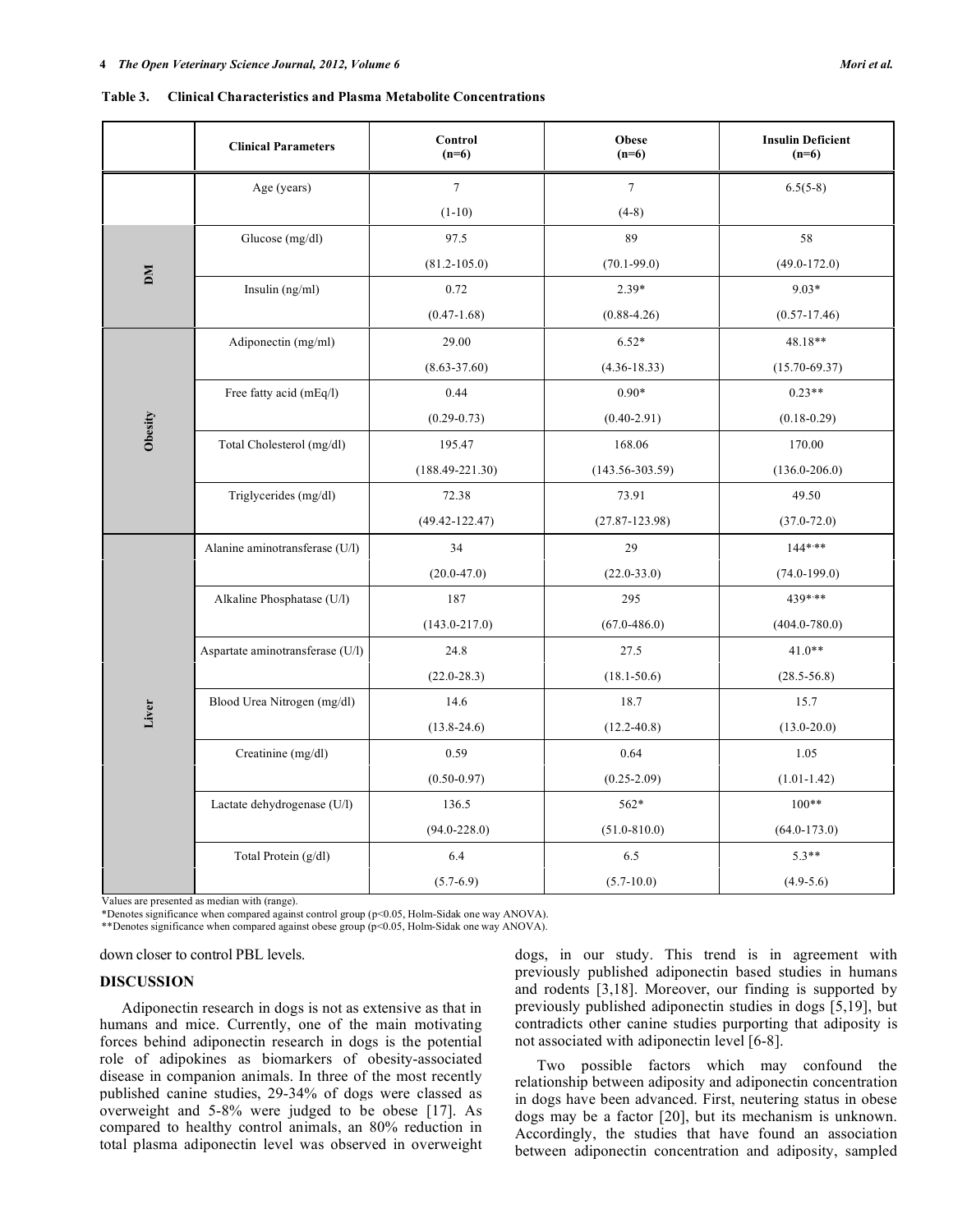**Table 3. Clinical Characteristics and Plasma Metabolite Concentrations**

| | Clinical Parameters | Control (n=6) | Obese (n=6) | Insulin Deficient (n=6) |
|---|---|---|---|---|
| | Age (years) | 7 (1-10) | 7 (4-8) | 6.5(5-8) |
| DM | Glucose (mg/dl) | 97.5 (81.2-105.0) | 89 (70.1-99.0) | 58 (49.0-172.0) |
| | Insulin (ng/ml) | 0.72 (0.47-1.68) | 2.39* (0.88-4.26) | 9.03* (0.57-17.46) |
| Obesity | Adiponectin (mg/ml) | 29.00 (8.63-37.60) | 6.52* (4.36-18.33) | 48.18** (15.70-69.37) |
| | Free fatty acid (mEq/l) | 0.44 (0.29-0.73) | 0.90* (0.40-2.91) | 0.23** (0.18-0.29) |
| | Total Cholesterol (mg/dl) | 195.47 (188.49-221.30) | 168.06 (143.56-303.59) | 170.00 (136.0-206.0) |
| | Triglycerides (mg/dl) | 72.38 (49.42-122.47) | 73.91 (27.87-123.98) | 49.50 (37.0-72.0) |
| Liver | Alanine aminotransferase (U/l) | 34 (20.0-47.0) | 29 (22.0-33.0) | 144*,** (74.0-199.0) |
| | Alkaline Phosphatase (U/l) | 187 (143.0-217.0) | 295 (67.0-486.0) | 439*,** (404.0-780.0) |
| | Aspartate aminotransferase (U/l) | 24.8 (22.0-28.3) | 27.5 (18.1-50.6) | 41.0** (28.5-56.8) |
| | Blood Urea Nitrogen (mg/dl) | 14.6 (13.8-24.6) | 18.7 (12.2-40.8) | 15.7 (13.0-20.0) |
| | Creatinine (mg/dl) | 0.59 (0.50-0.97) | 0.64 (0.25-2.09) | 1.05 (1.01-1.42) |
| | Lactate dehydrogenase (U/l) | 136.5 (94.0-228.0) | 562* (51.0-810.0) | 100** (64.0-173.0) |
| | Total Protein (g/dl) | 6.4 (5.7-6.9) | 6.5 (5.7-10.0) | 5.3** (4.9-5.6) |

Values are presented as median with (range).
*Denotes significance when compared against control group ($p<0.05$, Holm-Sidak one way ANOVA).
**Denotes significance when compared against obese group ($p<0.05$, Holm-Sidak one way ANOVA).

down closer to control PBL levels.

## DISCUSSION

Adiponectin research in dogs is not as extensive as that in humans and mice. Currently, one of the main motivating forces behind adiponectin research in dogs is the potential role of adipokines as biomarkers of obesity-associated disease in companion animals. In three of the most recently published canine studies, 29-34% of dogs were classed as overweight and 5-8% were judged to be obese [17]. As compared to healthy control animals, an 80% reduction in total plasma adiponectin level was observed in overweight dogs, in our study. This trend is in agreement with previously published adiponectin based studies in humans and rodents [3,18]. Moreover, our finding is supported by previously published adiponectin studies in dogs [5,19], but contradicts other canine studies purporting that adiposity is not associated with adiponectin level [6-8].

Two possible factors which may confound the relationship between adiposity and adiponectin concentration in dogs have been advanced. First, neutering status in obese dogs may be a factor [20], but its mechanism is unknown. Accordingly, the studies that have found an association between adiponectin concentration and adiposity, sampled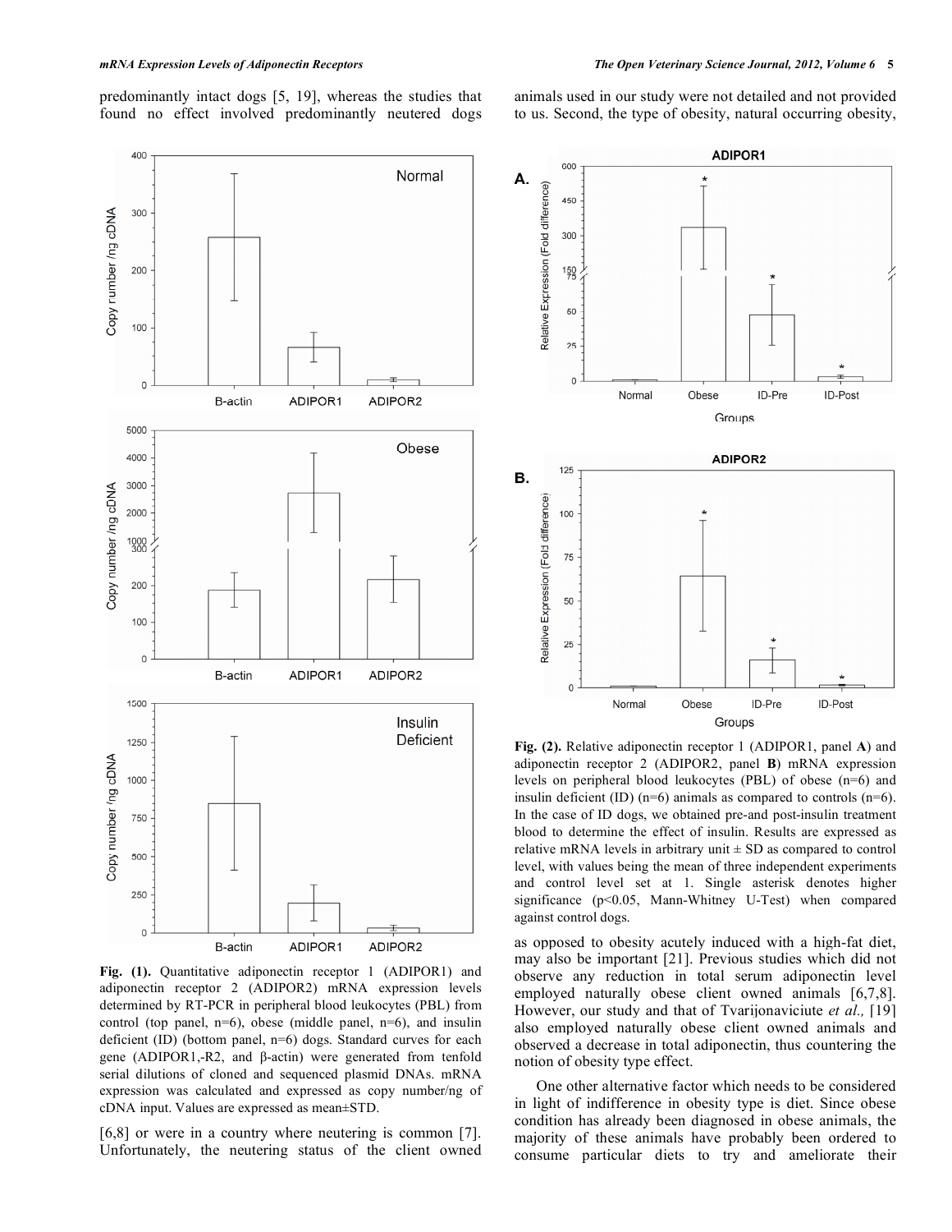predominantly intact dogs [5, 19], whereas the studies that found no effect involved predominantly neutered dogs [6,8] or were in a country where neutering is common [7]. Unfortunately, the neutering status of the client owned animals used in our study were not detailed and not provided to us. Second, the type of obesity, natural occurring obesity, as opposed to obesity acutely induced with a high-fat diet, may also be important [21]. Previous studies which did not observe any reduction in total serum adiponectin level employed naturally obese client owned animals [6,7,8]. However, our study and that of Tvarijonaviciute *et al.,* [19] also employed naturally obese client owned animals and observed a decrease in total adiponectin, thus countering the notion of obesity type effect.

**Fig. (1).** Quantitative adiponectin receptor 1 (ADIPOR1) and adiponectin receptor 2 (ADIPOR2) mRNA expression levels determined by RT-PCR in peripheral blood leukocytes (PBL) from control (top panel, n=6), obese (middle panel, n=6), and insulin deficient (ID) (bottom panel, n=6) dogs. Standard curves for each gene (ADIPOR1,-R2, and β-actin) were generated from tenfold serial dilutions of cloned and sequenced plasmid DNAs. mRNA expression was calculated and expressed as copy number/ng of cDNA input. Values are expressed as mean±STD.

**Fig. (2).** Relative adiponectin receptor 1 (ADIPOR1, panel **A**) and adiponectin receptor 2 (ADIPOR2, panel **B**) mRNA expression levels on peripheral blood leukocytes (PBL) of obese (n=6) and insulin deficient (ID) (n=6) animals as compared to controls (n=6). In the case of ID dogs, we obtained pre-and post-insulin treatment blood to determine the effect of insulin. Results are expressed as relative mRNA levels in arbitrary unit ± SD as compared to control level, with values being the mean of three independent experiments and control level set at 1. Single asterisk denotes higher significance ($p<0.05$, Mann-Whitney U-Test) when compared against control dogs.

One other alternative factor which needs to be considered in light of indifference in obesity type is diet. Since obese condition has already been diagnosed in obese animals, the majority of these animals have probably been ordered to consume particular diets to try and ameliorate their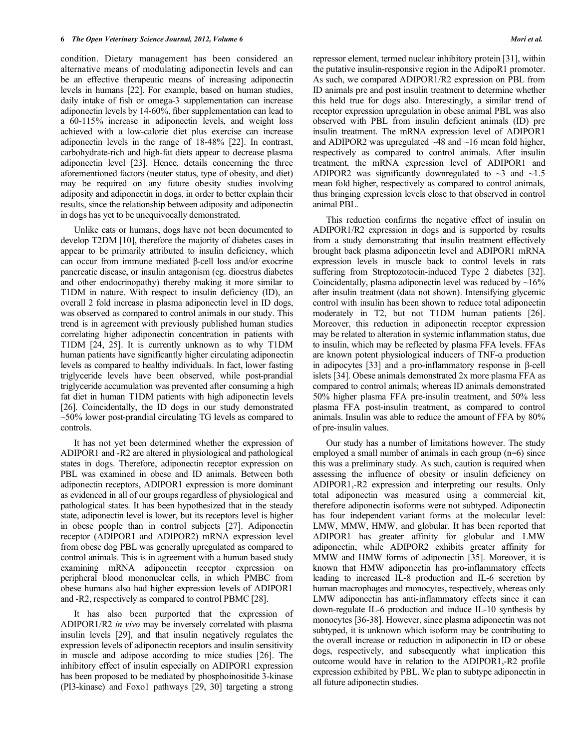condition. Dietary management has been considered an alternative means of modulating adiponectin levels and can be an effective therapeutic means of increasing adiponectin levels in humans [22]. For example, based on human studies, daily intake of fish or omega-3 supplementation can increase adiponectin levels by 14-60%, fiber supplementation can lead to a 60-115% increase in adiponectin levels, and weight loss achieved with a low-calorie diet plus exercise can increase adiponectin levels in the range of 18-48% [22]. In contrast, carbohydrate-rich and high-fat diets appear to decrease plasma adiponectin level [23]. Hence, details concerning the three aforementioned factors (neuter status, type of obesity, and diet) may be required on any future obesity studies involving adiposity and adiponectin in dogs, in order to better explain their results, since the relationship between adiposity and adiponectin in dogs has yet to be unequivocally demonstrated.

Unlike cats or humans, dogs have not been documented to develop T2DM [10], therefore the majority of diabetes cases in appear to be primarily attributed to insulin deficiency, which can occur from immune mediated β-cell loss and/or exocrine pancreatic disease, or insulin antagonism (eg. dioestrus diabetes and other endocrinopathy) thereby making it more similar to T1DM in nature. With respect to insulin deficiency (ID), an overall 2 fold increase in plasma adiponectin level in ID dogs, was observed as compared to control animals in our study. This trend is in agreement with previously published human studies correlating higher adiponectin concentration in patients with T1DM [24, 25]. It is currently unknown as to why T1DM human patients have significantly higher circulating adiponectin levels as compared to healthy individuals. In fact, lower fasting triglyceride levels have been observed, while post-prandial triglyceride accumulation was prevented after consuming a high fat diet in human T1DM patients with high adiponectin levels [26]. Coincidentally, the ID dogs in our study demonstrated ~50% lower post-prandial circulating TG levels as compared to controls.

It has not yet been determined whether the expression of ADIPOR1 and -R2 are altered in physiological and pathological states in dogs. Therefore, adiponectin receptor expression on PBL was examined in obese and ID animals. Between both adiponectin receptors, ADIPOR1 expression is more dominant as evidenced in all of our groups regardless of physiological and pathological states. It has been hypothesized that in the steady state, adiponectin level is lower, but its receptors level is higher in obese people than in control subjects [27]. Adiponectin receptor (ADIPOR1 and ADIPOR2) mRNA expression level from obese dog PBL was generally upregulated as compared to control animals. This is in agreement with a human based study examining mRNA adiponectin receptor expression on peripheral blood mononuclear cells, in which PMBC from obese humans also had higher expression levels of ADIPOR1 and -R2, respectively as compared to control PBMC [28].

It has also been purported that the expression of ADIPOR1/R2 *in vivo* may be inversely correlated with plasma insulin levels [29], and that insulin negatively regulates the expression levels of adiponectin receptors and insulin sensitivity in muscle and adipose according to mice studies [26]. The inhibitory effect of insulin especially on ADIPOR1 expression has been proposed to be mediated by phosphoinositide 3-kinase (PI3-kinase) and Foxo1 pathways [29, 30] targeting a strong repressor element, termed nuclear inhibitory protein [31], within the putative insulin-responsive region in the AdipoR1 promoter. As such, we compared ADIPOR1/R2 expression on PBL from ID animals pre and post insulin treatment to determine whether this held true for dogs also. Interestingly, a similar trend of receptor expression upregulation in obese animal PBL was also observed with PBL from insulin deficient animals (ID) pre insulin treatment. The mRNA expression level of ADIPOR1 and ADIPOR2 was upregulated ~48 and ~16 mean fold higher, respectively as compared to control animals. After insulin treatment, the mRNA expression level of ADIPOR1 and ADIPOR2 was significantly downregulated to ~3 and ~1.5 mean fold higher, respectively as compared to control animals, thus bringing expression levels close to that observed in control animal PBL.

This reduction confirms the negative effect of insulin on ADIPOR1/R2 expression in dogs and is supported by results from a study demonstrating that insulin treatment effectively brought back plasma adiponectin level and ADIPOR1 mRNA expression levels in muscle back to control levels in rats suffering from Streptozotocin-induced Type 2 diabetes [32]. Coincidentally, plasma adiponectin level was reduced by ~16% after insulin treatment (data not shown). Intensifying glycemic control with insulin has been shown to reduce total adiponectin moderately in T2, but not T1DM human patients [26]. Moreover, this reduction in adiponectin receptor expression may be related to alteration in systemic inflammation status, due to insulin, which may be reflected by plasma FFA levels. FFAs are known potent physiological inducers of TNF-α production in adipocytes [33] and a pro-inflammatory response in β-cell islets [34]. Obese animals demonstrated 2x more plasma FFA as compared to control animals; whereas ID animals demonstrated 50% higher plasma FFA pre-insulin treatment, and 50% less plasma FFA post-insulin treatment, as compared to control animals. Insulin was able to reduce the amount of FFA by 80% of pre-insulin values.

Our study has a number of limitations however. The study employed a small number of animals in each group (n=6) since this was a preliminary study. As such, caution is required when assessing the influence of obesity or insulin deficiency on ADIPOR1,-R2 expression and interpreting our results. Only total adiponectin was measured using a commercial kit, therefore adiponectin isoforms were not subtyped. Adiponectin has four independent variant forms at the molecular level: LMW, MMW, HMW, and globular. It has been reported that ADIPOR1 has greater affinity for globular and LMW adiponectin, while ADIPOR2 exhibits greater affinity for MMW and HMW forms of adiponectin [35]. Moreover, it is known that HMW adiponectin has pro-inflammatory effects leading to increased IL-8 production and IL-6 secretion by human macrophages and monocytes, respectively, whereas only LMW adiponectin has anti-inflammatory effects since it can down-regulate IL-6 production and induce IL-10 synthesis by monocytes [36-38]. However, since plasma adiponectin was not subtyped, it is unknown which isoform may be contributing to the overall increase or reduction in adiponectin in ID or obese dogs, respectively, and subsequently what implication this outcome would have in relation to the ADIPOR1,-R2 profile expression exhibited by PBL. We plan to subtype adiponectin in all future adiponectin studies.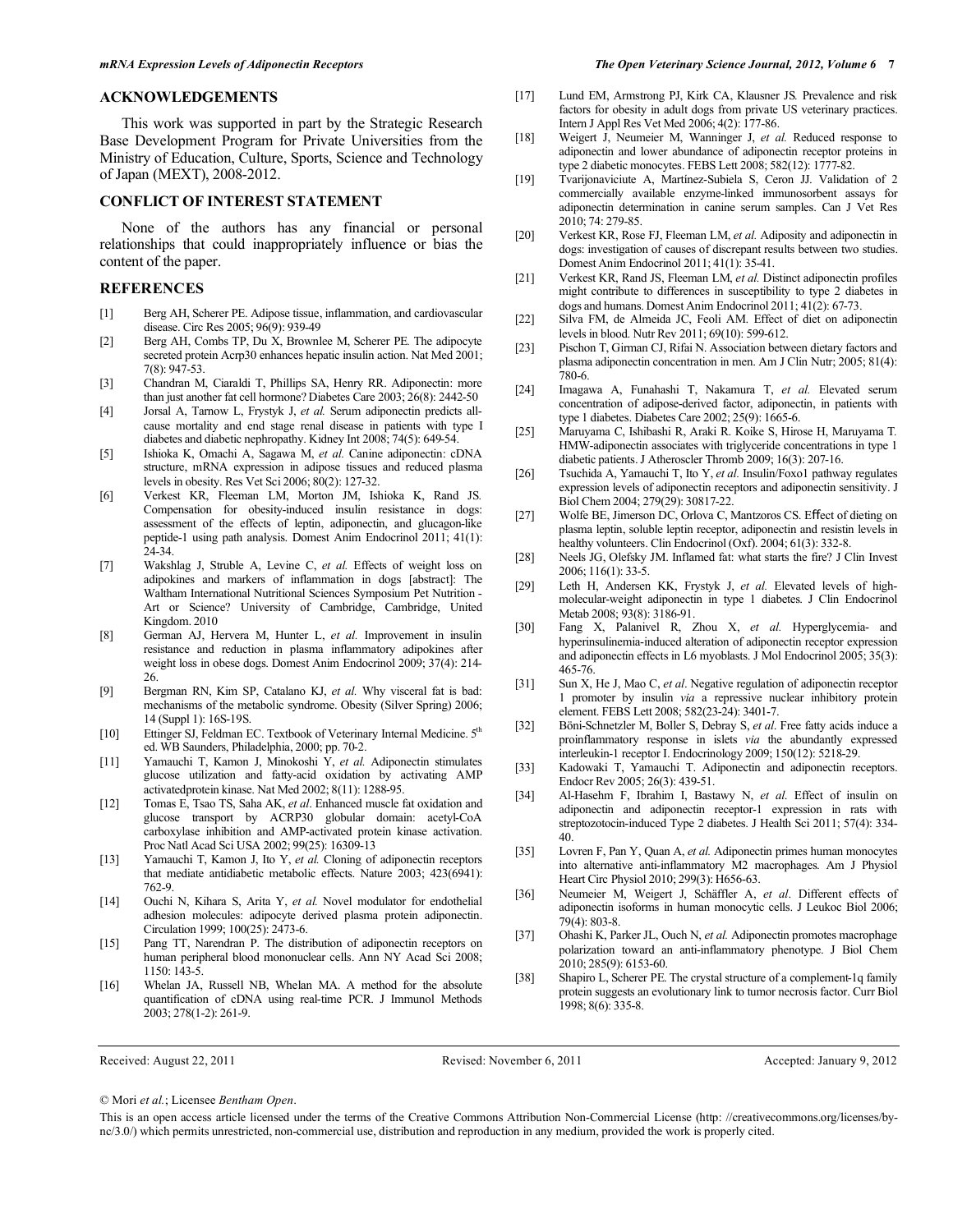## ACKNOWLEDGEMENTS

This work was supported in part by the Strategic Research Base Development Program for Private Universities from the Ministry of Education, Culture, Sports, Science and Technology of Japan (MEXT), 2008-2012.

## CONFLICT OF INTEREST STATEMENT

None of the authors has any financial or personal relationships that could inappropriately influence or bias the content of the paper.

## REFERENCES

[1] Berg AH, Scherer PE. Adipose tissue, inflammation, and cardiovascular disease. Circ Res 2005; 96(9): 939-49

[2] Berg AH, Combs TP, Du X, Brownlee M, Scherer PE. The adipocyte secreted protein Acrp30 enhances hepatic insulin action. Nat Med 2001; 7(8): 947-53.

[3] Chandran M, Ciaraldi T, Phillips SA, Henry RR. Adiponectin: more than just another fat cell hormone? Diabetes Care 2003; 26(8): 2442-50

[4] Jorsal A, Tarnow L, Frystyk J, *et al.* Serum adiponectin predicts all-cause mortality and end stage renal disease in patients with type I diabetes and diabetic nephropathy. Kidney Int 2008; 74(5): 649-54.

[5] Ishioka K, Omachi A, Sagawa M, *et al.* Canine adiponectin: cDNA structure, mRNA expression in adipose tissues and reduced plasma levels in obesity. Res Vet Sci 2006; 80(2): 127-32.

[6] Verkest KR, Fleeman LM, Morton JM, Ishioka K, Rand JS. Compensation for obesity-induced insulin resistance in dogs: assessment of the effects of leptin, adiponectin, and glucagon-like peptide-1 using path analysis. Domest Anim Endocrinol 2011; 41(1): 24-34.

[7] Wakshlag J, Struble A, Levine C, *et al.* Effects of weight loss on adipokines and markers of inflammation in dogs [abstract]: The Waltham International Nutritional Sciences Symposium Pet Nutrition - Art or Science? University of Cambridge, Cambridge, United Kingdom. 2010

[8] German AJ, Hervera M, Hunter L, *et al.* Improvement in insulin resistance and reduction in plasma inflammatory adipokines after weight loss in obese dogs. Domest Anim Endocrinol 2009; 37(4): 214-26.

[9] Bergman RN, Kim SP, Catalano KJ, *et al.* Why visceral fat is bad: mechanisms of the metabolic syndrome. Obesity (Silver Spring) 2006; 14 (Suppl 1): 16S-19S.

[10] Ettinger SJ, Feldman EC. Textbook of Veterinary Internal Medicine. 5th ed. WB Saunders, Philadelphia, 2000; pp. 70-2.

[11] Yamauchi T, Kamon J, Minokoshi Y, *et al.* Adiponectin stimulates glucose utilization and fatty-acid oxidation by activating AMP activatedprotein kinase. Nat Med 2002; 8(11): 1288-95.

[12] Tomas E, Tsao TS, Saha AK, *et al*. Enhanced muscle fat oxidation and glucose transport by ACRP30 globular domain: acetyl-CoA carboxylase inhibition and AMP-activated protein kinase activation. Proc Natl Acad Sci USA 2002; 99(25): 16309-13

[13] Yamauchi T, Kamon J, Ito Y, *et al.* Cloning of adiponectin receptors that mediate antidiabetic metabolic effects. Nature 2003; 423(6941): 762-9.

[14] Ouchi N, Kihara S, Arita Y, *et al.* Novel modulator for endothelial adhesion molecules: adipocyte derived plasma protein adiponectin. Circulation 1999; 100(25): 2473-6.

[15] Pang TT, Narendran P. The distribution of adiponectin receptors on human peripheral blood mononuclear cells. Ann NY Acad Sci 2008; 1150: 143-5.

[16] Whelan JA, Russell NB, Whelan MA. A method for the absolute quantification of cDNA using real-time PCR. J Immunol Methods 2003; 278(1-2): 261-9.

[17] Lund EM, Armstrong PJ, Kirk CA, Klausner JS. Prevalence and risk factors for obesity in adult dogs from private US veterinary practices. Intern J Appl Res Vet Med 2006; 4(2): 177-86.

[18] Weigert J, Neumeier M, Wanninger J, *et al.* Reduced response to adiponectin and lower abundance of adiponectin receptor proteins in type 2 diabetic monocytes. FEBS Lett 2008; 582(12): 1777-82.

[19] Tvarijonaviciute A, Martínez-Subiela S, Ceron JJ. Validation of 2 commercially available enzyme-linked immunosorbent assays for adiponectin determination in canine serum samples. Can J Vet Res 2010; 74: 279-85.

[20] Verkest KR, Rose FJ, Fleeman LM, *et al.* Adiposity and adiponectin in dogs: investigation of causes of discrepant results between two studies. Domest Anim Endocrinol 2011; 41(1): 35-41.

[21] Verkest KR, Rand JS, Fleeman LM, *et al.* Distinct adiponectin profiles might contribute to differences in susceptibility to type 2 diabetes in dogs and humans. Domest Anim Endocrinol 2011; 41(2): 67-73.

[22] Silva FM, de Almeida JC, Feoli AM. Effect of diet on adiponectin levels in blood. Nutr Rev 2011; 69(10): 599-612.

[23] Pischon T, Girman CJ, Rifai N. Association between dietary factors and plasma adiponectin concentration in men. Am J Clin Nutr; 2005; 81(4): 780-6.

[24] Imagawa A, Funahashi T, Nakamura T, *et al.* Elevated serum concentration of adipose-derived factor, adiponectin, in patients with type 1 diabetes. Diabetes Care 2002; 25(9): 1665-6.

[25] Maruyama C, Ishibashi R, Araki R. Koike S, Hirose H, Maruyama T. HMW-adiponectin associates with triglyceride concentrations in type 1 diabetic patients. J Atheroscler Thromb 2009; 16(3): 207-16.

[26] Tsuchida A, Yamauchi T, Ito Y, *et al.* Insulin/Foxo1 pathway regulates expression levels of adiponectin receptors and adiponectin sensitivity. J Biol Chem 2004; 279(29): 30817-22.

[27] Wolfe BE, Jimerson DC, Orlova C, Mantzoros CS. Effect of dieting on plasma leptin, soluble leptin receptor, adiponectin and resistin levels in healthy volunteers. Clin Endocrinol (Oxf). 2004; 61(3): 332-8.

[28] Neels JG, Olefsky JM. Inflamed fat: what starts the fire? J Clin Invest 2006; 116(1): 33-5.

[29] Leth H, Andersen KK, Frystyk J, *et al.* Elevated levels of high-molecular-weight adiponectin in type 1 diabetes. J Clin Endocrinol Metab 2008; 93(8): 3186-91.

[30] Fang X, Palanivel R, Zhou X, *et al.* Hyperglycemia- and hyperinsulinemia-induced alteration of adiponectin receptor expression and adiponectin effects in L6 myoblasts. J Mol Endocrinol 2005; 35(3): 465-76.

[31] Sun X, He J, Mao C, *et al*. Negative regulation of adiponectin receptor 1 promoter by insulin *via* a repressive nuclear inhibitory protein element. FEBS Lett 2008; 582(23-24): 3401-7.

[32] Böni-Schnetzler M, Boller S, Debray S, *et al*. Free fatty acids induce a proinflammatory response in islets *via* the abundantly expressed interleukin-1 receptor I. Endocrinology 2009; 150(12): 5218-29.

[33] Kadowaki T, Yamauchi T. Adiponectin and adiponectin receptors. Endocr Rev 2005; 26(3): 439-51.

[34] Al-Hasehm F, Ibrahim I, Bastawy N, *et al*. Effect of insulin on adiponectin and adiponectin receptor-1 expression in rats with streptozotocin-induced Type 2 diabetes. J Health Sci 2011; 57(4): 334-40.

[35] Lovren F, Pan Y, Quan A, *et al.* Adiponectin primes human monocytes into alternative anti-inflammatory M2 macrophages. Am J Physiol Heart Circ Physiol 2010; 299(3): H656-63.

[36] Neumeier M, Weigert J, Schäffler A, *et al*. Different effects of adiponectin isoforms in human monocytic cells. J Leukoc Biol 2006; 79(4): 803-8.

[37] Ohashi K, Parker JL, Ouch N, *et al.* Adiponectin promotes macrophage polarization toward an anti-inflammatory phenotype. J Biol Chem 2010; 285(9): 6153-60.

[38] Shapiro L, Scherer PE. The crystal structure of a complement-1q family protein suggests an evolutionary link to tumor necrosis factor. Curr Biol 1998; 8(6): 335-8.

Received: August 22, 2011 Revised: November 6, 2011 Accepted: January 9, 2012

© Mori *et al.*; Licensee *Bentham Open*.

This is an open access article licensed under the terms of the Creative Commons Attribution Non-Commercial License (http: //creativecommons.org/licenses/by-nc/3.0/) which permits unrestricted, non-commercial use, distribution and reproduction in any medium, provided the work is properly cited.